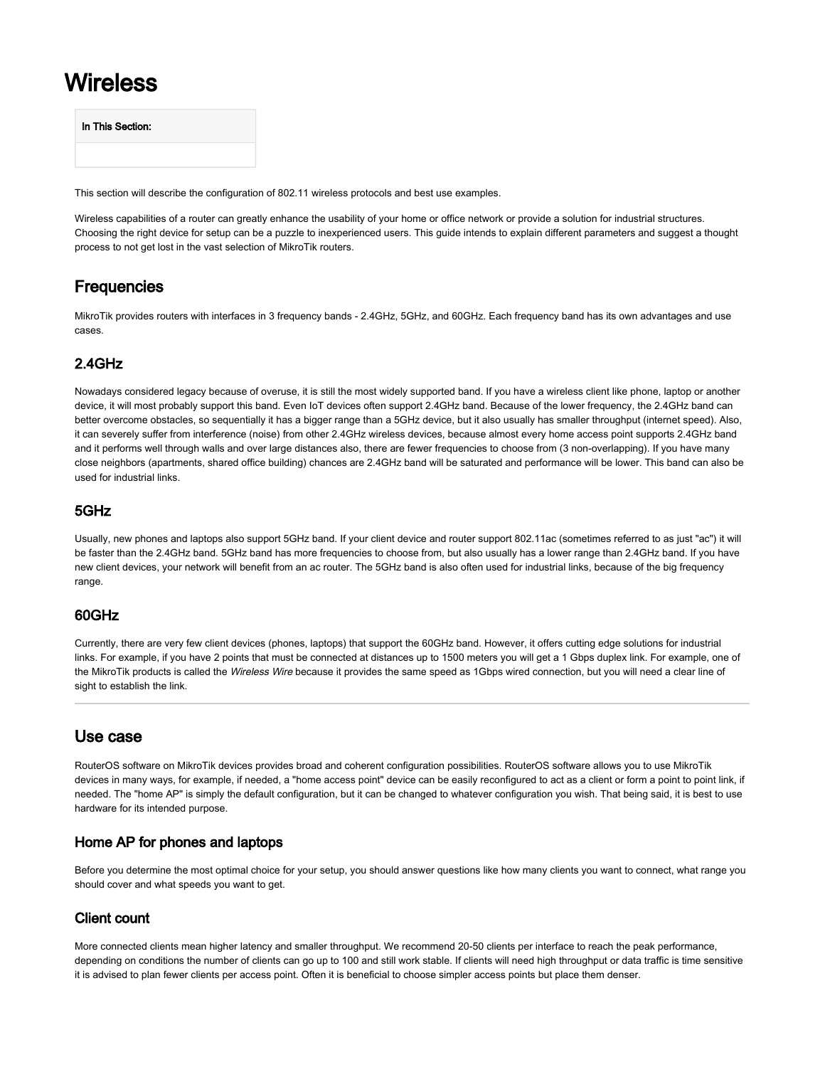# Wireless

| In This Section: |
| --- |
| |

This section will describe the configuration of 802.11 wireless protocols and best use examples.

Wireless capabilities of a router can greatly enhance the usability of your home or office network or provide a solution for industrial structures. Choosing the right device for setup can be a puzzle to inexperienced users. This guide intends to explain different parameters and suggest a thought process to not get lost in the vast selection of MikroTik routers.

## Frequencies

MikroTik provides routers with interfaces in 3 frequency bands - 2.4GHz, 5GHz, and 60GHz. Each frequency band has its own advantages and use cases.

### 2.4GHz

Nowadays considered legacy because of overuse, it is still the most widely supported band. If you have a wireless client like phone, laptop or another device, it will most probably support this band. Even IoT devices often support 2.4GHz band. Because of the lower frequency, the 2.4GHz band can better overcome obstacles, so sequentially it has a bigger range than a 5GHz device, but it also usually has smaller throughput (internet speed). Also, it can severely suffer from interference (noise) from other 2.4GHz wireless devices, because almost every home access point supports 2.4GHz band and it performs well through walls and over large distances also, there are fewer frequencies to choose from (3 non-overlapping). If you have many close neighbors (apartments, shared office building) chances are 2.4GHz band will be saturated and performance will be lower. This band can also be used for industrial links.

### 5GHz

Usually, new phones and laptops also support 5GHz band. If your client device and router support 802.11ac (sometimes referred to as just "ac") it will be faster than the 2.4GHz band. 5GHz band has more frequencies to choose from, but also usually has a lower range than 2.4GHz band. If you have new client devices, your network will benefit from an ac router. The 5GHz band is also often used for industrial links, because of the big frequency range.

### 60GHz

Currently, there are very few client devices (phones, laptops) that support the 60GHz band. However, it offers cutting edge solutions for industrial links. For example, if you have 2 points that must be connected at distances up to 1500 meters you will get a 1 Gbps duplex link. For example, one of the MikroTik products is called the *Wireless Wire* because it provides the same speed as 1Gbps wired connection, but you will need a clear line of sight to establish the link.

---

## Use case

RouterOS software on MikroTik devices provides broad and coherent configuration possibilities. RouterOS software allows you to use MikroTik devices in many ways, for example, if needed, a "home access point" device can be easily reconfigured to act as a client or form a point to point link, if needed. The "home AP" is simply the default configuration, but it can be changed to whatever configuration you wish. That being said, it is best to use hardware for its intended purpose.

### Home AP for phones and laptops

Before you determine the most optimal choice for your setup, you should answer questions like how many clients you want to connect, what range you should cover and what speeds you want to get.

### Client count

More connected clients mean higher latency and smaller throughput. We recommend 20-50 clients per interface to reach the peak performance, depending on conditions the number of clients can go up to 100 and still work stable. If clients will need high throughput or data traffic is time sensitive it is advised to plan fewer clients per access point. Often it is beneficial to choose simpler access points but place them denser.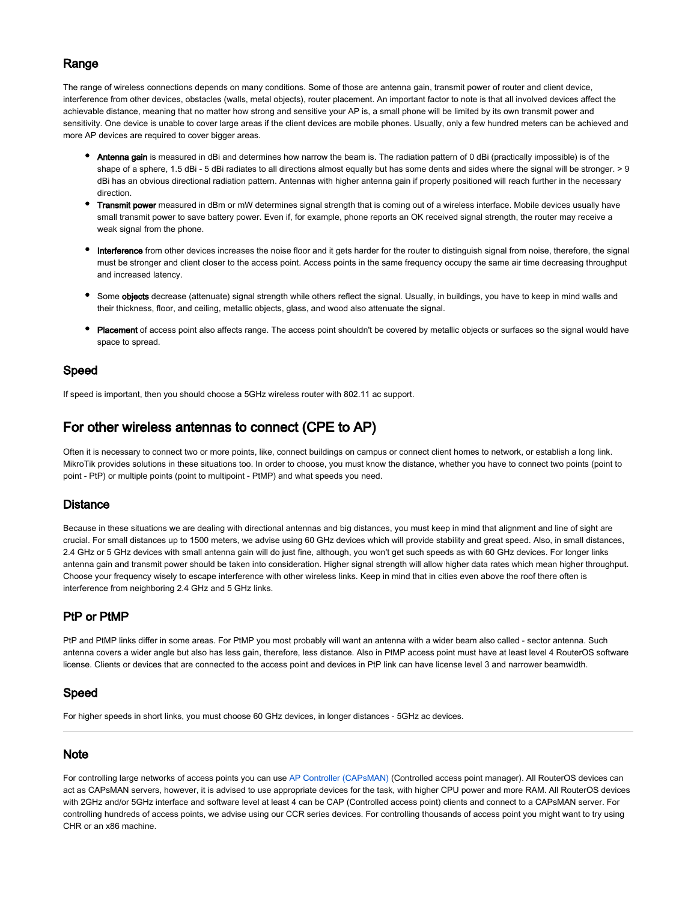## Range

The range of wireless connections depends on many conditions. Some of those are antenna gain, transmit power of router and client device, interference from other devices, obstacles (walls, metal objects), router placement. An important factor to note is that all involved devices affect the achievable distance, meaning that no matter how strong and sensitive your AP is, a small phone will be limited by its own transmit power and sensitivity. One device is unable to cover large areas if the client devices are mobile phones. Usually, only a few hundred meters can be achieved and more AP devices are required to cover bigger areas.

- **Antenna gain** is measured in dBi and determines how narrow the beam is. The radiation pattern of 0 dBi (practically impossible) is of the shape of a sphere, 1.5 dBi - 5 dBi radiates to all directions almost equally but has some dents and sides where the signal will be stronger. > 9 dBi has an obvious directional radiation pattern. Antennas with higher antenna gain if properly positioned will reach further in the necessary direction.
- **Transmit power** measured in dBm or mW determines signal strength that is coming out of a wireless interface. Mobile devices usually have small transmit power to save battery power. Even if, for example, phone reports an OK received signal strength, the router may receive a weak signal from the phone.
- **Interference** from other devices increases the noise floor and it gets harder for the router to distinguish signal from noise, therefore, the signal must be stronger and client closer to the access point. Access points in the same frequency occupy the same air time decreasing throughput and increased latency.
- Some **objects** decrease (attenuate) signal strength while others reflect the signal. Usually, in buildings, you have to keep in mind walls and their thickness, floor, and ceiling, metallic objects, glass, and wood also attenuate the signal.
- **Placement** of access point also affects range. The access point shouldn't be covered by metallic objects or surfaces so the signal would have space to spread.

## Speed

If speed is important, then you should choose a 5GHz wireless router with 802.11 ac support.

# For other wireless antennas to connect (CPE to AP)

Often it is necessary to connect two or more points, like, connect buildings on campus or connect client homes to network, or establish a long link. MikroTik provides solutions in these situations too. In order to choose, you must know the distance, whether you have to connect two points (point to point - PtP) or multiple points (point to multipoint - PtMP) and what speeds you need.

## Distance

Because in these situations we are dealing with directional antennas and big distances, you must keep in mind that alignment and line of sight are crucial. For small distances up to 1500 meters, we advise using 60 GHz devices which will provide stability and great speed. Also, in small distances, 2.4 GHz or 5 GHz devices with small antenna gain will do just fine, although, you won't get such speeds as with 60 GHz devices. For longer links antenna gain and transmit power should be taken into consideration. Higher signal strength will allow higher data rates which mean higher throughput. Choose your frequency wisely to escape interference with other wireless links. Keep in mind that in cities even above the roof there often is interference from neighboring 2.4 GHz and 5 GHz links.

## PtP or PtMP

PtP and PtMP links differ in some areas. For PtMP you most probably will want an antenna with a wider beam also called - sector antenna. Such antenna covers a wider angle but also has less gain, therefore, less distance. Also in PtMP access point must have at least level 4 RouterOS software license. Clients or devices that are connected to the access point and devices in PtP link can have license level 3 and narrower beamwidth.

## Speed

For higher speeds in short links, you must choose 60 GHz devices, in longer distances - 5GHz ac devices.

---

## Note

For controlling large networks of access points you can use AP Controller (CAPsMAN) (Controlled access point manager). All RouterOS devices can act as CAPsMAN servers, however, it is advised to use appropriate devices for the task, with higher CPU power and more RAM. All RouterOS devices with 2GHz and/or 5GHz interface and software level at least 4 can be CAP (Controlled access point) clients and connect to a CAPsMAN server. For controlling hundreds of access points, we advise using our CCR series devices. For controlling thousands of access point you might want to try using CHR or an x86 machine.